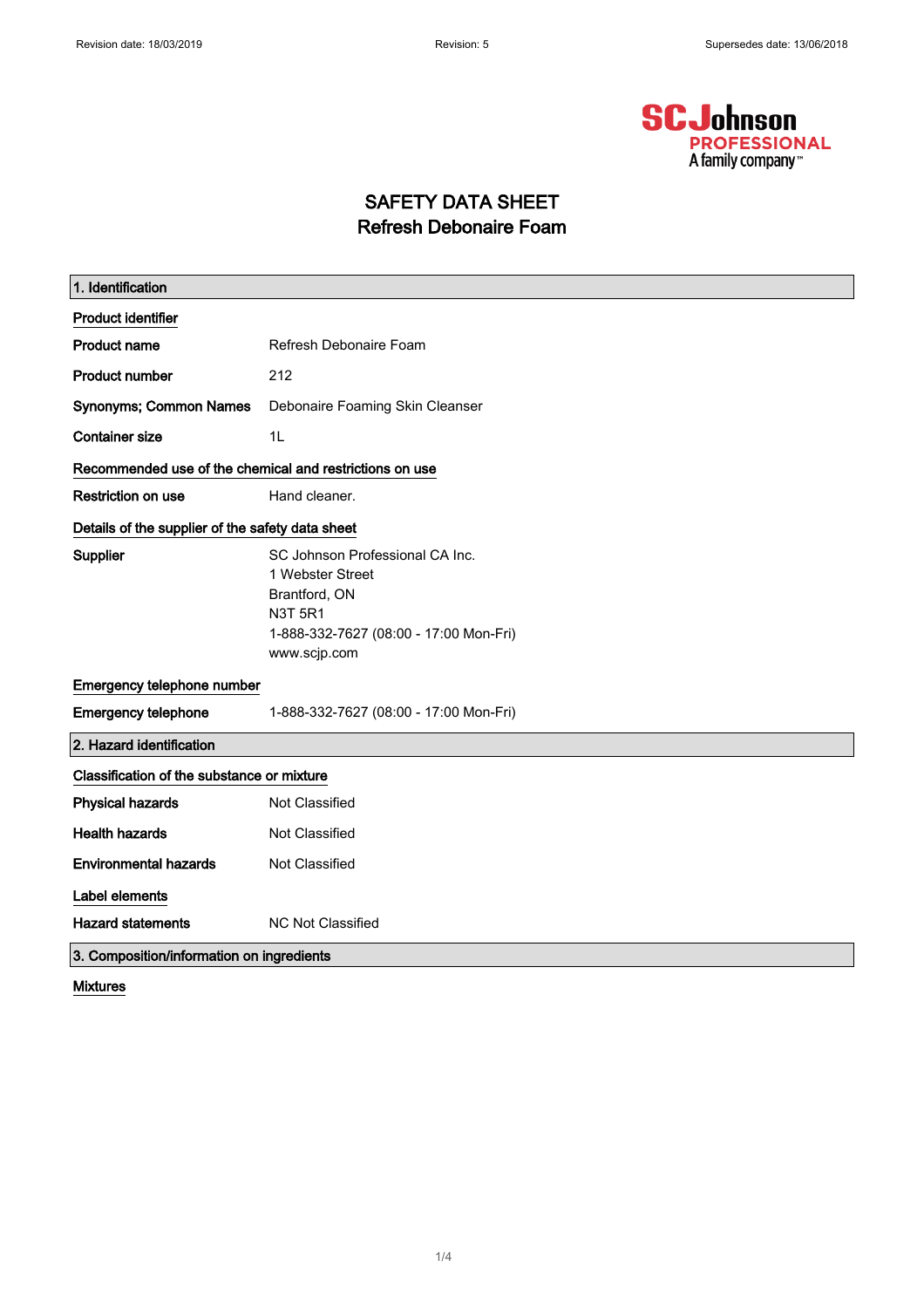# SAFETY DATA SHEET
## Refresh Debonaire Foam

## 1. Identification

**Product identifier**

| | |
|---|---|
| **Product name** | Refresh Debonaire Foam |
| **Product number** | 212 |
| **Synonyms; Common Names** | Debonaire Foaming Skin Cleanser |
| **Container size** | 1L |

**Recommended use of the chemical and restrictions on use**

| | |
|---|---|
| **Restriction on use** | Hand cleaner. |

**Details of the supplier of the safety data sheet**

| | |
|---|---|
| **Supplier** | SC Johnson Professional CA Inc.<br>1 Webster Street<br>Brantford, ON<br>N3T 5R1<br>1-888-332-7627 (08:00 - 17:00 Mon-Fri)<br>www.scjp.com |

**Emergency telephone number**

| | |
|---|---|
| **Emergency telephone** | 1-888-332-7627 (08:00 - 17:00 Mon-Fri) |

## 2. Hazard identification

**Classification of the substance or mixture**

| | |
|---|---|
| **Physical hazards** | Not Classified |
| **Health hazards** | Not Classified |
| **Environmental hazards** | Not Classified |

**Label elements**

| | |
|---|---|
| **Hazard statements** | NC Not Classified |

## 3. Composition/information on ingredients

**Mixtures**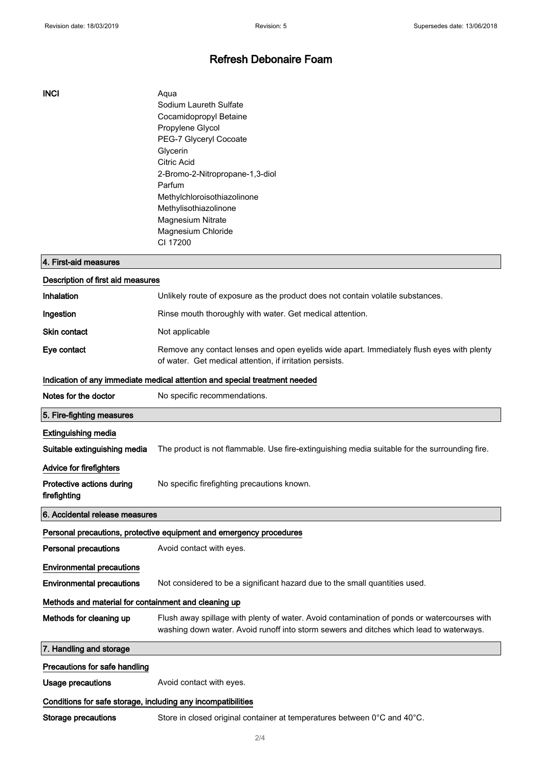# Refresh Debonaire Foam

**INCI**

Aqua
Sodium Laureth Sulfate
Cocamidopropyl Betaine
Propylene Glycol
PEG-7 Glyceryl Cocoate
Glycerin
Citric Acid
2-Bromo-2-Nitropropane-1,3-diol
Parfum
Methylchloroisothiazolinone
Methylisothiazolinone
Magnesium Nitrate
Magnesium Chloride
CI 17200

## 4. First-aid measures

### Description of first aid measures

**Inhalation** Unlikely route of exposure as the product does not contain volatile substances.

**Ingestion** Rinse mouth thoroughly with water. Get medical attention.

**Skin contact** Not applicable

**Eye contact** Remove any contact lenses and open eyelids wide apart. Immediately flush eyes with plenty of water. Get medical attention, if irritation persists.

### Indication of any immediate medical attention and special treatment needed

**Notes for the doctor** No specific recommendations.

## 5. Fire-fighting measures

### Extinguishing media

**Suitable extinguishing media** The product is not flammable. Use fire-extinguishing media suitable for the surrounding fire.

### Advice for firefighters

**Protective actions during firefighting** No specific firefighting precautions known.

## 6. Accidental release measures

### Personal precautions, protective equipment and emergency procedures

**Personal precautions** Avoid contact with eyes.

### Environmental precautions

**Environmental precautions** Not considered to be a significant hazard due to the small quantities used.

### Methods and material for containment and cleaning up

**Methods for cleaning up** Flush away spillage with plenty of water. Avoid contamination of ponds or watercourses with washing down water. Avoid runoff into storm sewers and ditches which lead to waterways.

## 7. Handling and storage

### Precautions for safe handling

**Usage precautions** Avoid contact with eyes.

### Conditions for safe storage, including any incompatibilities

**Storage precautions** Store in closed original container at temperatures between 0°C and 40°C.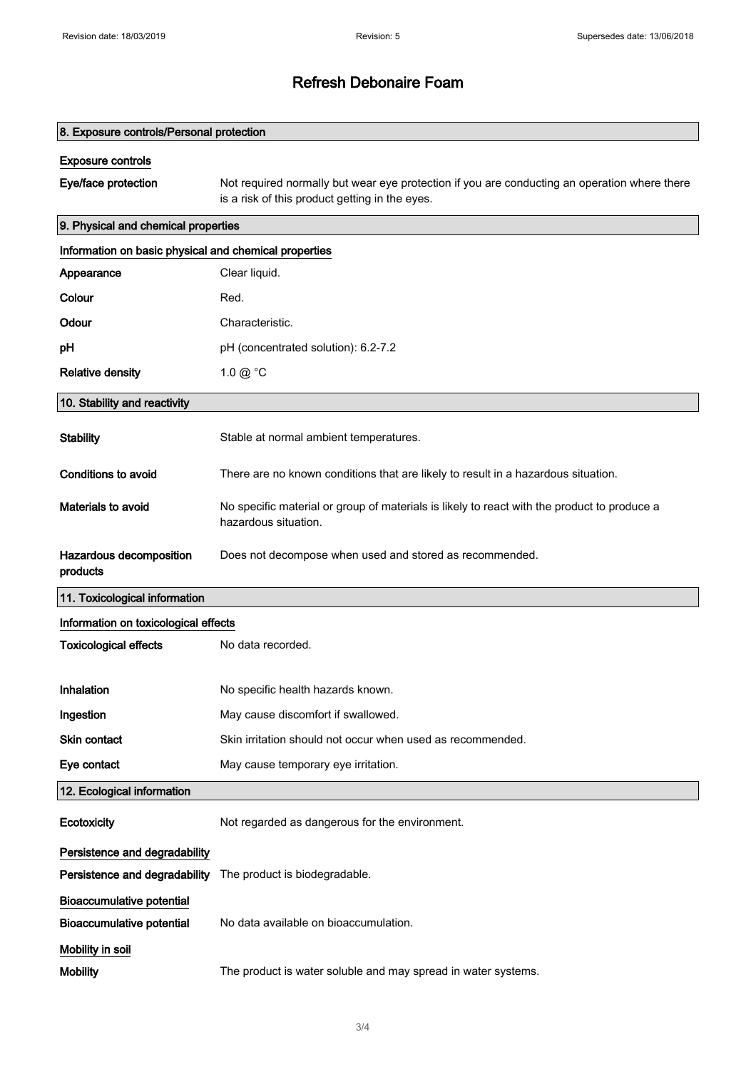# Refresh Debonaire Foam

## 8. Exposure controls/Personal protection

### Exposure controls

| | |
|---|---|
| **Eye/face protection** | Not required normally but wear eye protection if you are conducting an operation where there is a risk of this product getting in the eyes. |

## 9. Physical and chemical properties

### Information on basic physical and chemical properties

| | |
|---|---|
| **Appearance** | Clear liquid. |
| **Colour** | Red. |
| **Odour** | Characteristic. |
| **pH** | pH (concentrated solution): 6.2-7.2 |
| **Relative density** | 1.0 @ °C |

## 10. Stability and reactivity

| | |
|---|---|
| **Stability** | Stable at normal ambient temperatures. |
| **Conditions to avoid** | There are no known conditions that are likely to result in a hazardous situation. |
| **Materials to avoid** | No specific material or group of materials is likely to react with the product to produce a hazardous situation. |
| **Hazardous decomposition products** | Does not decompose when used and stored as recommended. |

## 11. Toxicological information

### Information on toxicological effects

| | |
|---|---|
| **Toxicological effects** | No data recorded. |
| **Inhalation** | No specific health hazards known. |
| **Ingestion** | May cause discomfort if swallowed. |
| **Skin contact** | Skin irritation should not occur when used as recommended. |
| **Eye contact** | May cause temporary eye irritation. |

## 12. Ecological information

| | |
|---|---|
| **Ecotoxicity** | Not regarded as dangerous for the environment. |

### Persistence and degradability

| | |
|---|---|
| **Persistence and degradability** | The product is biodegradable. |

### Bioaccumulative potential

| | |
|---|---|
| **Bioaccumulative potential** | No data available on bioaccumulation. |

### Mobility in soil

| | |
|---|---|
| **Mobility** | The product is water soluble and may spread in water systems. |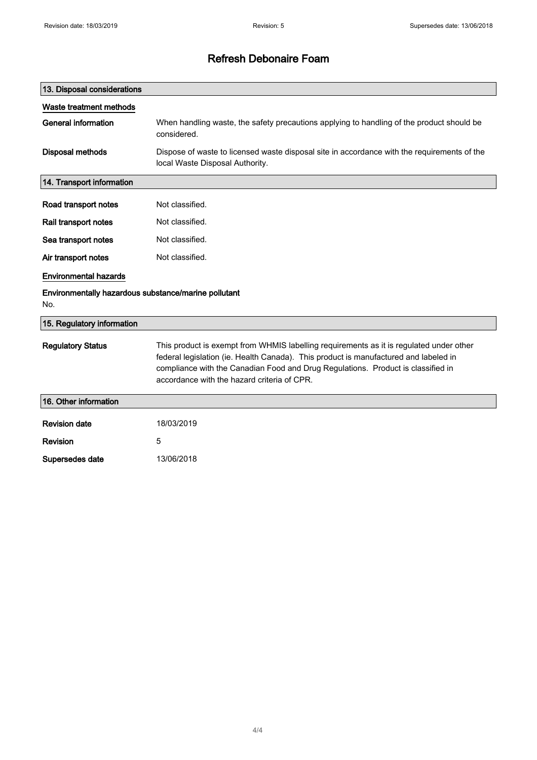# Refresh Debonaire Foam

## 13. Disposal considerations

### Waste treatment methods

**General information** When handling waste, the safety precautions applying to handling of the product should be considered.

**Disposal methods** Dispose of waste to licensed waste disposal site in accordance with the requirements of the local Waste Disposal Authority.

## 14. Transport information

**Road transport notes** Not classified.

**Rail transport notes** Not classified.

**Sea transport notes** Not classified.

**Air transport notes** Not classified.

### Environmental hazards

**Environmentally hazardous substance/marine pollutant**
No.

## 15. Regulatory information

**Regulatory Status** This product is exempt from WHMIS labelling requirements as it is regulated under other federal legislation (ie. Health Canada). This product is manufactured and labeled in compliance with the Canadian Food and Drug Regulations. Product is classified in accordance with the hazard criteria of CPR.

## 16. Other information

**Revision date** 18/03/2019

**Revision** 5

**Supersedes date** 13/06/2018